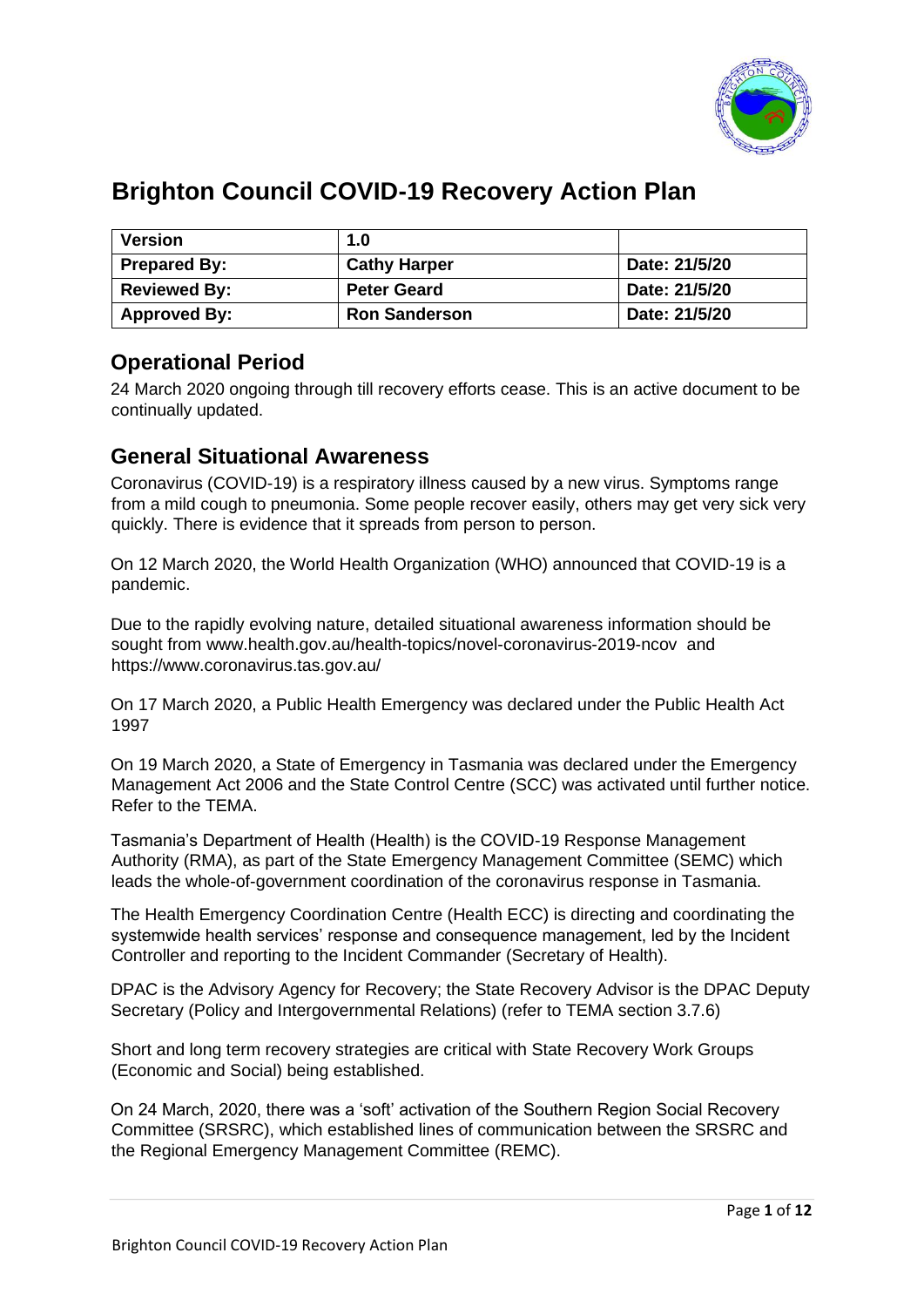# Brighton Council COVID-19 Recovery Action Plan

| Version | 1.0 | |
|---|---|---|
| **Prepared By:** | **Cathy Harper** | **Date: 21/5/20** |
| **Reviewed By:** | **Peter Geard** | **Date: 21/5/20** |
| **Approved By:** | **Ron Sanderson** | **Date: 21/5/20** |

## Operational Period

24 March 2020 ongoing through till recovery efforts cease. This is an active document to be continually updated.

## General Situational Awareness

Coronavirus (COVID-19) is a respiratory illness caused by a new virus. Symptoms range from a mild cough to pneumonia. Some people recover easily, others may get very sick very quickly. There is evidence that it spreads from person to person.

On 12 March 2020, the World Health Organization (WHO) announced that COVID-19 is a pandemic.

Due to the rapidly evolving nature, detailed situational awareness information should be sought from www.health.gov.au/health-topics/novel-coronavirus-2019-ncov and https://www.coronavirus.tas.gov.au/

On 17 March 2020, a Public Health Emergency was declared under the Public Health Act 1997

On 19 March 2020, a State of Emergency in Tasmania was declared under the Emergency Management Act 2006 and the State Control Centre (SCC) was activated until further notice. Refer to the TEMA.

Tasmania's Department of Health (Health) is the COVID-19 Response Management Authority (RMA), as part of the State Emergency Management Committee (SEMC) which leads the whole-of-government coordination of the coronavirus response in Tasmania.

The Health Emergency Coordination Centre (Health ECC) is directing and coordinating the systemwide health services' response and consequence management, led by the Incident Controller and reporting to the Incident Commander (Secretary of Health).

DPAC is the Advisory Agency for Recovery; the State Recovery Advisor is the DPAC Deputy Secretary (Policy and Intergovernmental Relations) (refer to TEMA section 3.7.6)

Short and long term recovery strategies are critical with State Recovery Work Groups (Economic and Social) being established.

On 24 March, 2020, there was a 'soft' activation of the Southern Region Social Recovery Committee (SRSRC), which established lines of communication between the SRSRC and the Regional Emergency Management Committee (REMC).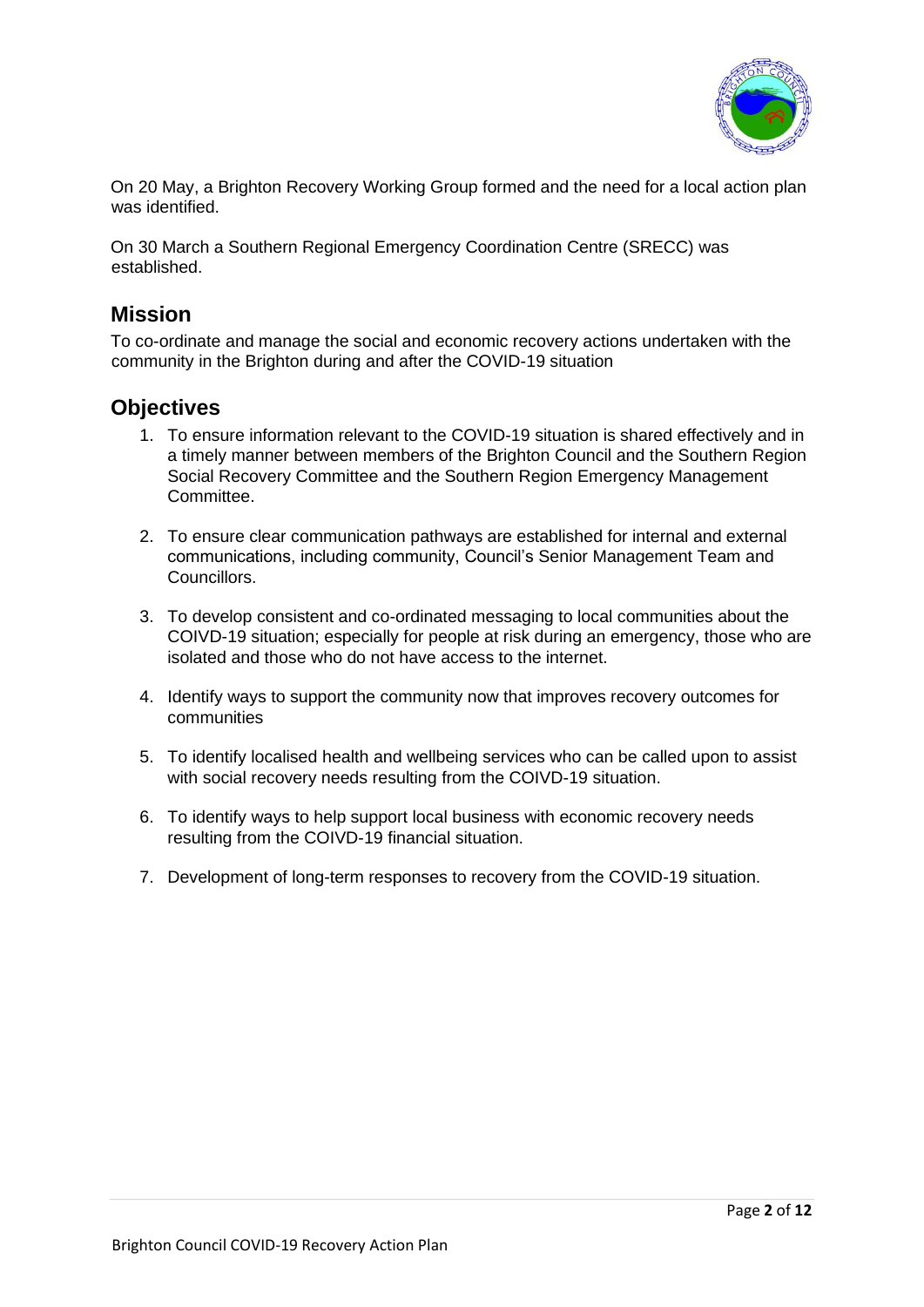On 20 May, a Brighton Recovery Working Group formed and the need for a local action plan was identified.

On 30 March a Southern Regional Emergency Coordination Centre (SRECC) was established.

## Mission

To co-ordinate and manage the social and economic recovery actions undertaken with the community in the Brighton during and after the COVID-19 situation

## Objectives

1. To ensure information relevant to the COVID-19 situation is shared effectively and in a timely manner between members of the Brighton Council and the Southern Region Social Recovery Committee and the Southern Region Emergency Management Committee.

2. To ensure clear communication pathways are established for internal and external communications, including community, Council's Senior Management Team and Councillors.

3. To develop consistent and co-ordinated messaging to local communities about the COIVD-19 situation; especially for people at risk during an emergency, those who are isolated and those who do not have access to the internet.

4. Identify ways to support the community now that improves recovery outcomes for communities

5. To identify localised health and wellbeing services who can be called upon to assist with social recovery needs resulting from the COIVD-19 situation.

6. To identify ways to help support local business with economic recovery needs resulting from the COIVD-19 financial situation.

7. Development of long-term responses to recovery from the COVID-19 situation.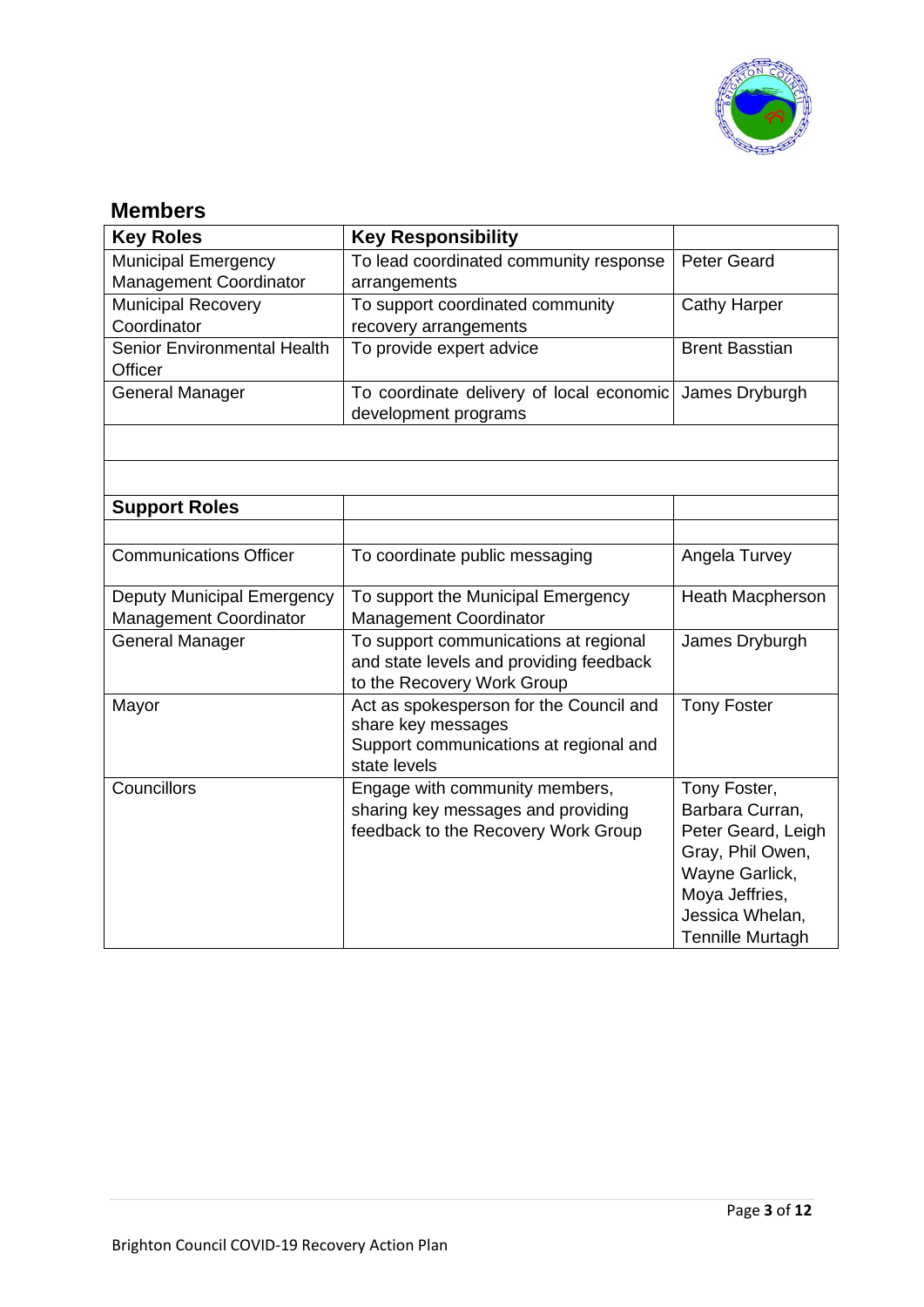## Members

| Key Roles | Key Responsibility | |
|---|---|---|
| Municipal Emergency Management Coordinator | To lead coordinated community response arrangements | Peter Geard |
| Municipal Recovery Coordinator | To support coordinated community recovery arrangements | Cathy Harper |
| Senior Environmental Health Officer | To provide expert advice | Brent Basstian |
| General Manager | To coordinate delivery of local economic development programs | James Dryburgh |
| | | |
| | | |
| **Support Roles** | | |
| | | |
| Communications Officer | To coordinate public messaging | Angela Turvey |
| Deputy Municipal Emergency Management Coordinator | To support the Municipal Emergency Management Coordinator | Heath Macpherson |
| General Manager | To support communications at regional and state levels and providing feedback to the Recovery Work Group | James Dryburgh |
| Mayor | Act as spokesperson for the Council and share key messages<br>Support communications at regional and state levels | Tony Foster |
| Councillors | Engage with community members, sharing key messages and providing feedback to the Recovery Work Group | Tony Foster, Barbara Curran, Peter Geard, Leigh Gray, Phil Owen, Wayne Garlick, Moya Jeffries, Jessica Whelan, Tennille Murtagh |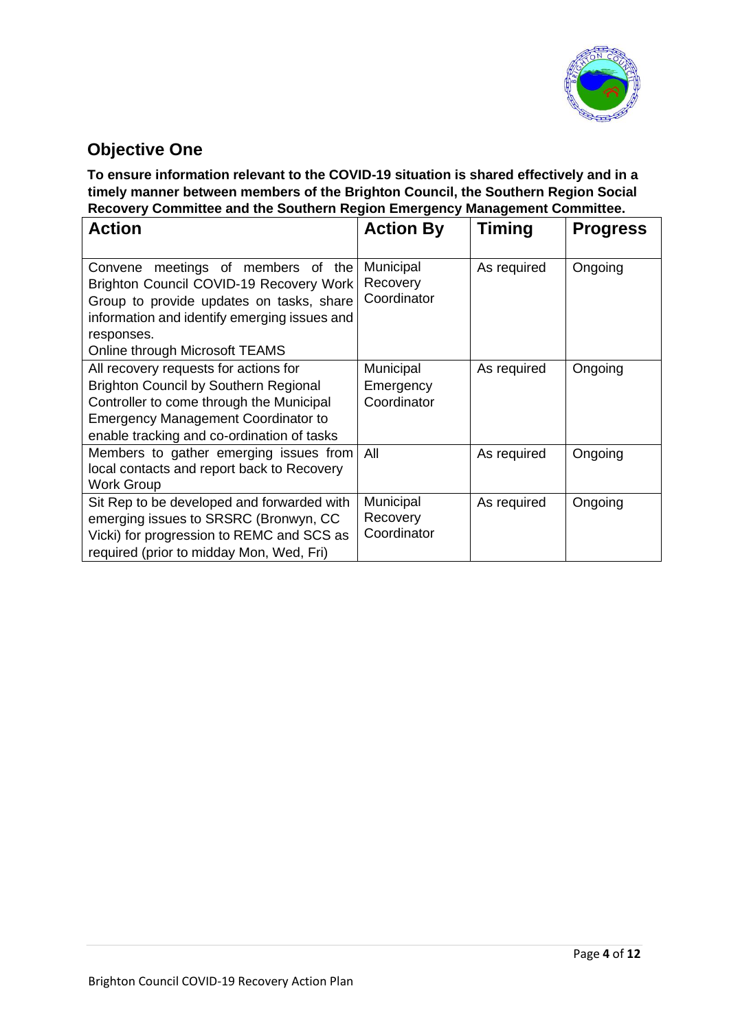## Objective One

**To ensure information relevant to the COVID-19 situation is shared effectively and in a timely manner between members of the Brighton Council, the Southern Region Social Recovery Committee and the Southern Region Emergency Management Committee.**

| Action | Action By | Timing | Progress |
|---|---|---|---|
| Convene meetings of members of the Brighton Council COVID-19 Recovery Work Group to provide updates on tasks, share information and identify emerging issues and responses.<br>Online through Microsoft TEAMS | Municipal Recovery Coordinator | As required | Ongoing |
| All recovery requests for actions for Brighton Council by Southern Regional Controller to come through the Municipal Emergency Management Coordinator to enable tracking and co-ordination of tasks | Municipal Emergency Coordinator | As required | Ongoing |
| Members to gather emerging issues from local contacts and report back to Recovery Work Group | All | As required | Ongoing |
| Sit Rep to be developed and forwarded with emerging issues to SRSRC (Bronwyn, CC Vicki) for progression to REMC and SCS as required (prior to midday Mon, Wed, Fri) | Municipal Recovery Coordinator | As required | Ongoing |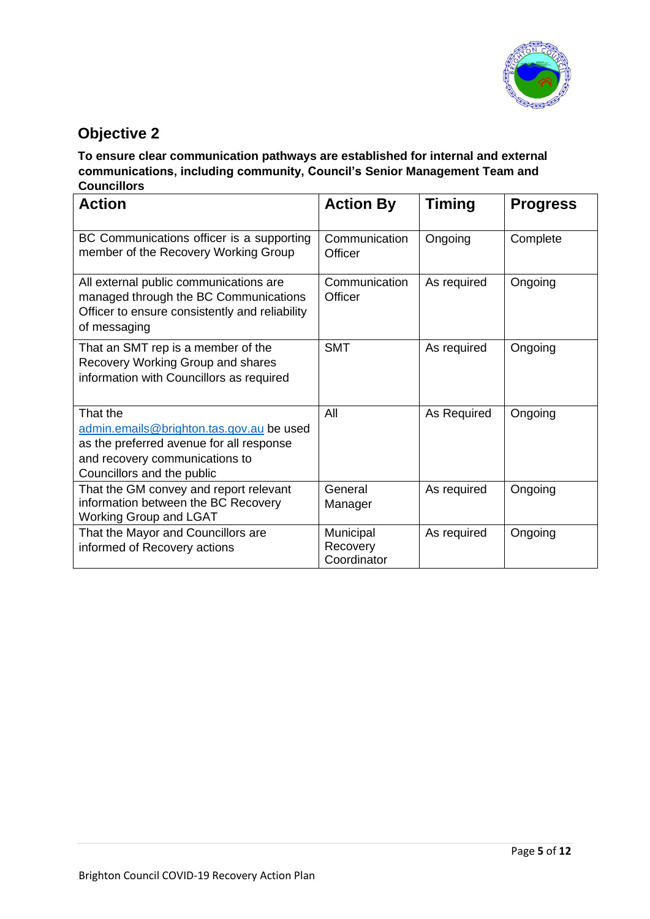## Objective 2

**To ensure clear communication pathways are established for internal and external communications, including community, Council's Senior Management Team and Councillors**

| Action | Action By | Timing | Progress |
|---|---|---|---|
| BC Communications officer is a supporting member of the Recovery Working Group | Communication Officer | Ongoing | Complete |
| All external public communications are managed through the BC Communications Officer to ensure consistently and reliability of messaging | Communication Officer | As required | Ongoing |
| That an SMT rep is a member of the Recovery Working Group and shares information with Councillors as required | SMT | As required | Ongoing |
| That the admin.emails@brighton.tas.gov.au be used as the preferred avenue for all response and recovery communications to Councillors and the public | All | As Required | Ongoing |
| That the GM convey and report relevant information between the BC Recovery Working Group and LGAT | General Manager | As required | Ongoing |
| That the Mayor and Councillors are informed of Recovery actions | Municipal Recovery Coordinator | As required | Ongoing |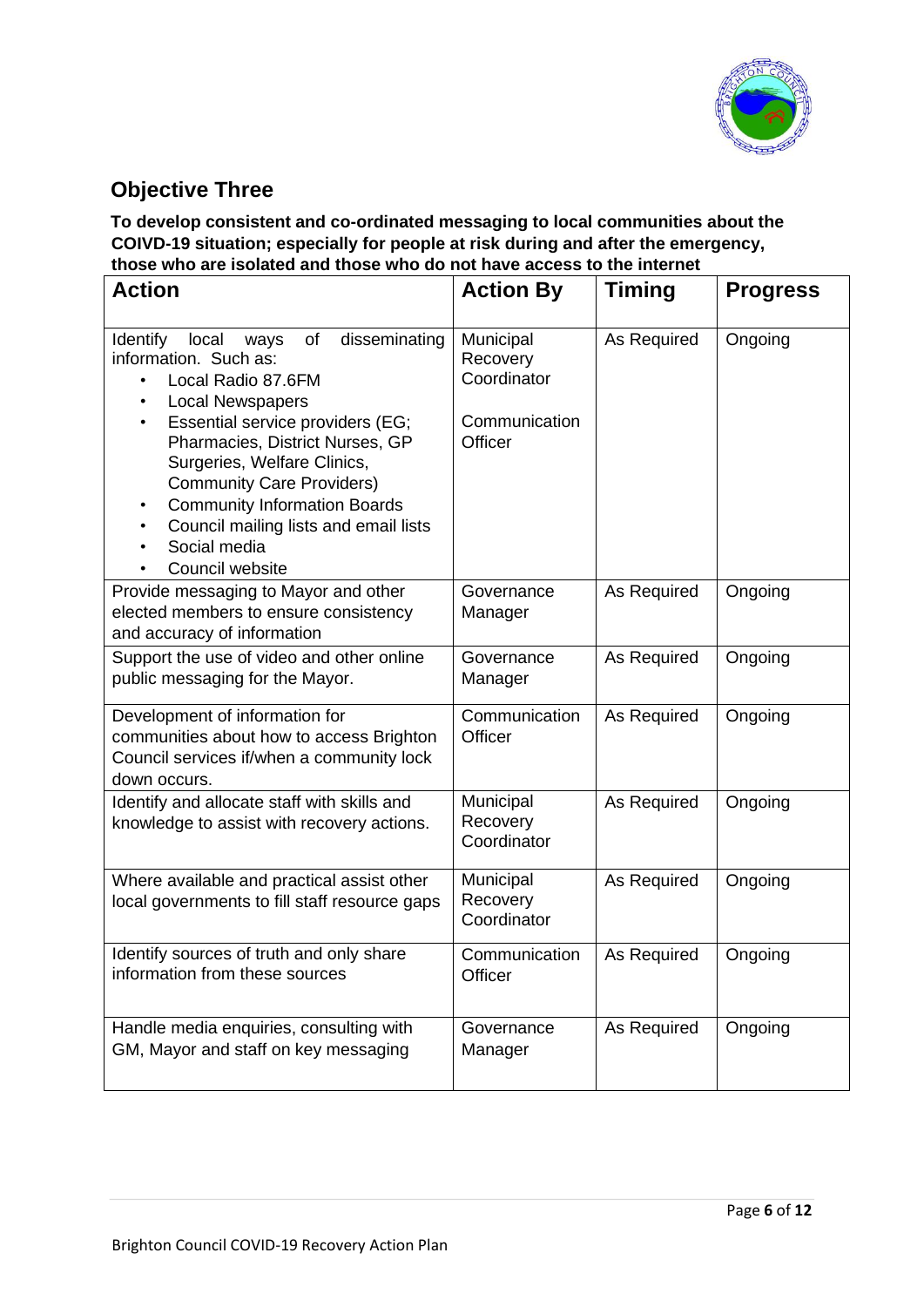## Objective Three

**To develop consistent and co-ordinated messaging to local communities about the COIVD-19 situation; especially for people at risk during and after the emergency, those who are isolated and those who do not have access to the internet**

| Action | Action By | Timing | Progress |
|---|---|---|---|
| Identify local ways of disseminating information. Such as:<br>• Local Radio 87.6FM<br>• Local Newspapers<br>• Essential service providers (EG; Pharmacies, District Nurses, GP Surgeries, Welfare Clinics, Community Care Providers)<br>• Community Information Boards<br>• Council mailing lists and email lists<br>• Social media<br>• Council website | Municipal Recovery Coordinator<br><br>Communication Officer | As Required | Ongoing |
| Provide messaging to Mayor and other elected members to ensure consistency and accuracy of information | Governance Manager | As Required | Ongoing |
| Support the use of video and other online public messaging for the Mayor. | Governance Manager | As Required | Ongoing |
| Development of information for communities about how to access Brighton Council services if/when a community lock down occurs. | Communication Officer | As Required | Ongoing |
| Identify and allocate staff with skills and knowledge to assist with recovery actions. | Municipal Recovery Coordinator | As Required | Ongoing |
| Where available and practical assist other local governments to fill staff resource gaps | Municipal Recovery Coordinator | As Required | Ongoing |
| Identify sources of truth and only share information from these sources | Communication Officer | As Required | Ongoing |
| Handle media enquiries, consulting with GM, Mayor and staff on key messaging | Governance Manager | As Required | Ongoing |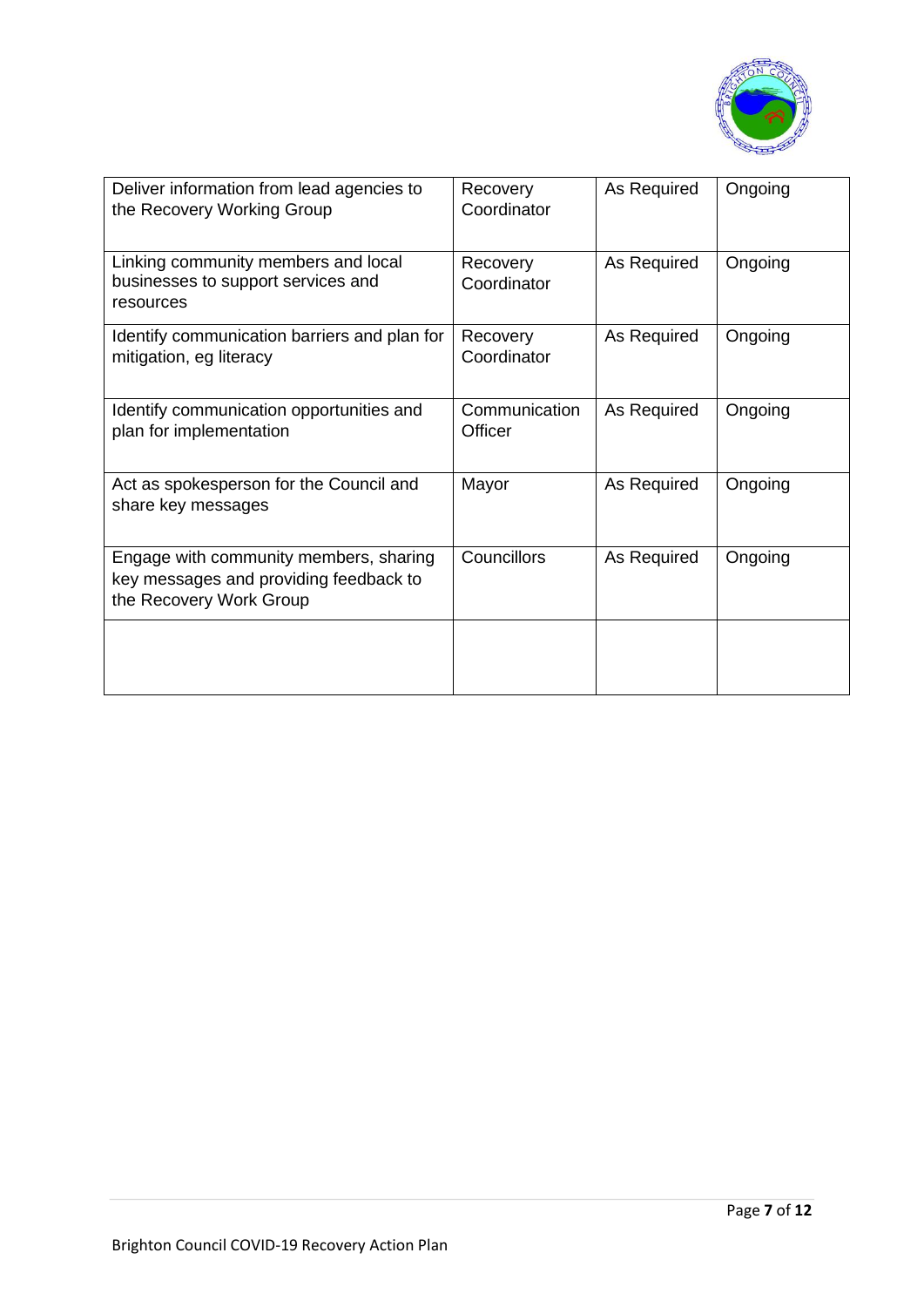| | | | |
|---|---|---|---|
| Deliver information from lead agencies to the Recovery Working Group | Recovery Coordinator | As Required | Ongoing |
| Linking community members and local businesses to support services and resources | Recovery Coordinator | As Required | Ongoing |
| Identify communication barriers and plan for mitigation, eg literacy | Recovery Coordinator | As Required | Ongoing |
| Identify communication opportunities and plan for implementation | Communication Officer | As Required | Ongoing |
| Act as spokesperson for the Council and share key messages | Mayor | As Required | Ongoing |
| Engage with community members, sharing key messages and providing feedback to the Recovery Work Group | Councillors | As Required | Ongoing |
| | | | |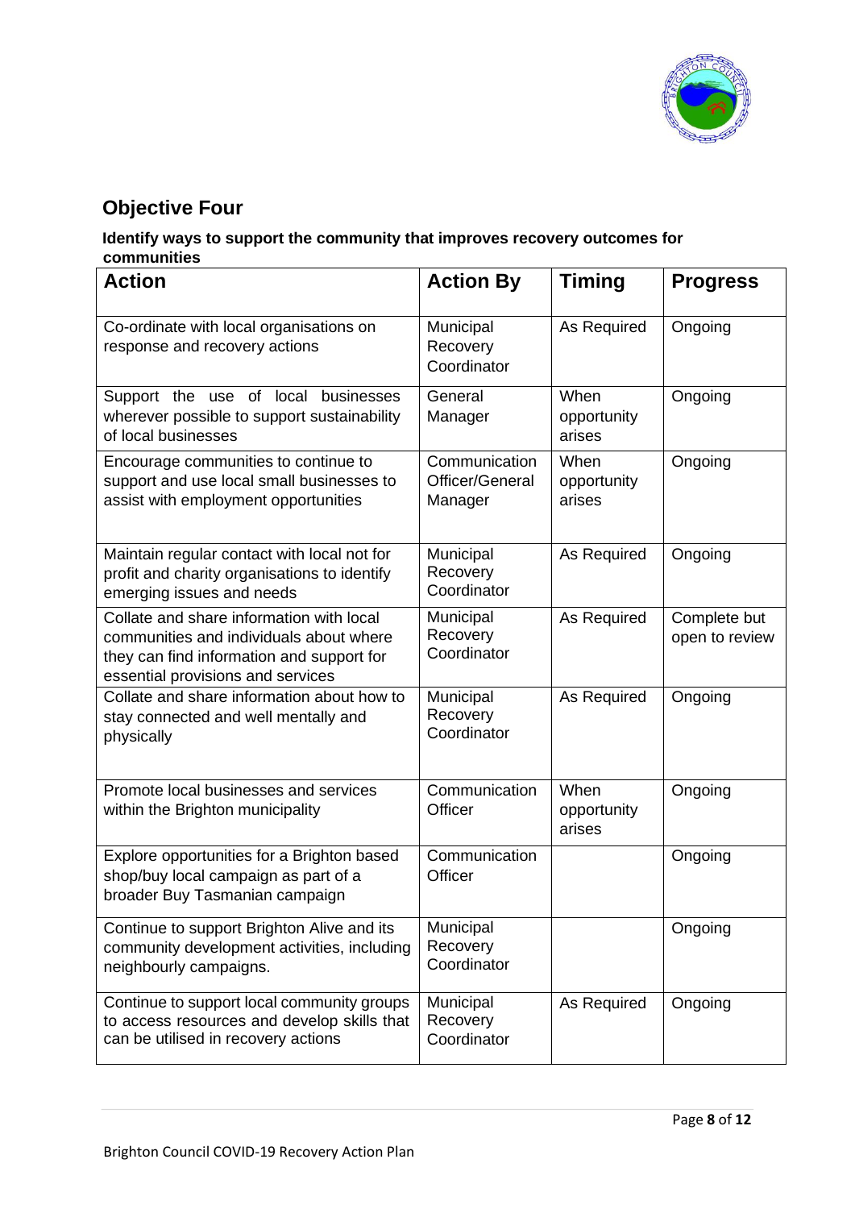## Objective Four

**Identify ways to support the community that improves recovery outcomes for communities**

| Action | Action By | Timing | Progress |
|---|---|---|---|
| Co-ordinate with local organisations on response and recovery actions | Municipal Recovery Coordinator | As Required | Ongoing |
| Support the use of local businesses wherever possible to support sustainability of local businesses | General Manager | When opportunity arises | Ongoing |
| Encourage communities to continue to support and use local small businesses to assist with employment opportunities | Communication Officer/General Manager | When opportunity arises | Ongoing |
| Maintain regular contact with local not for profit and charity organisations to identify emerging issues and needs | Municipal Recovery Coordinator | As Required | Ongoing |
| Collate and share information with local communities and individuals about where they can find information and support for essential provisions and services | Municipal Recovery Coordinator | As Required | Complete but open to review |
| Collate and share information about how to stay connected and well mentally and physically | Municipal Recovery Coordinator | As Required | Ongoing |
| Promote local businesses and services within the Brighton municipality | Communication Officer | When opportunity arises | Ongoing |
| Explore opportunities for a Brighton based shop/buy local campaign as part of a broader Buy Tasmanian campaign | Communication Officer | | Ongoing |
| Continue to support Brighton Alive and its community development activities, including neighbourly campaigns. | Municipal Recovery Coordinator | | Ongoing |
| Continue to support local community groups to access resources and develop skills that can be utilised in recovery actions | Municipal Recovery Coordinator | As Required | Ongoing |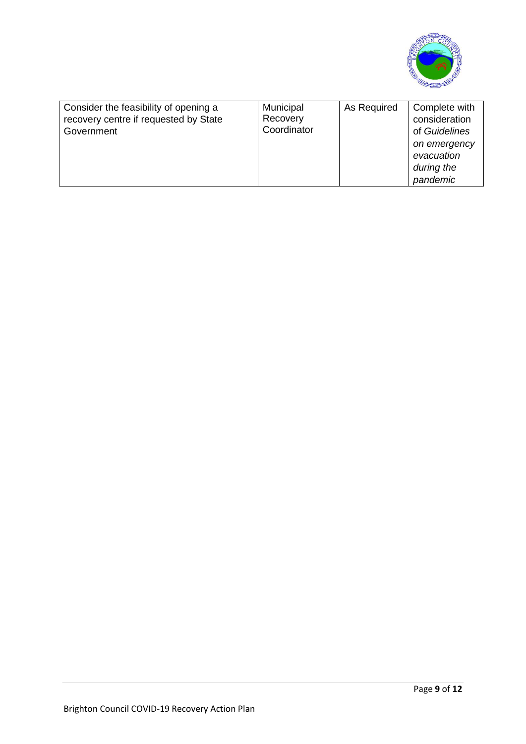| Consider the feasibility of opening a recovery centre if requested by State Government | Municipal Recovery Coordinator | As Required | Complete with consideration of *Guidelines on emergency evacuation during the pandemic* |
|---|---|---|---|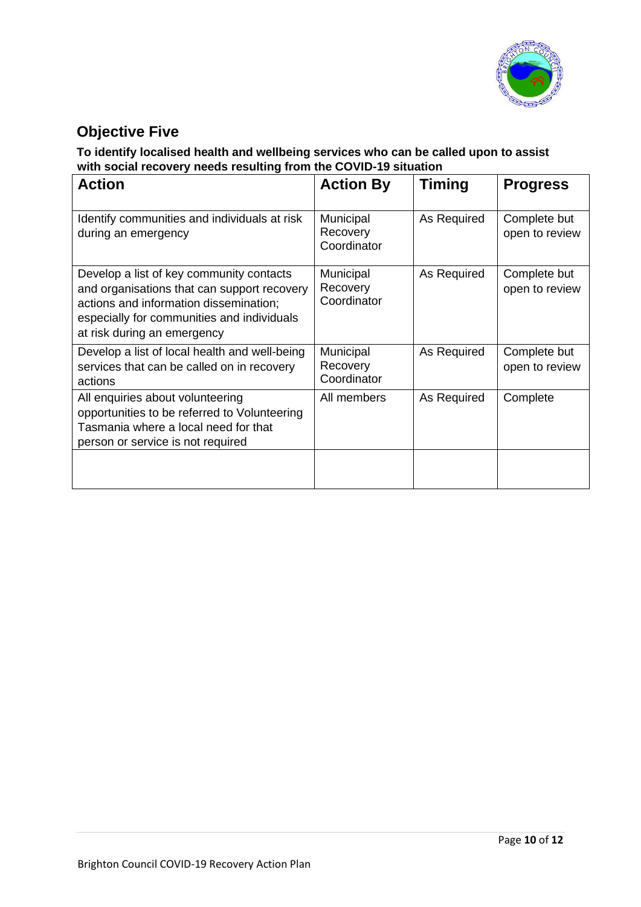## Objective Five

**To identify localised health and wellbeing services who can be called upon to assist with social recovery needs resulting from the COVID-19 situation**

| Action | Action By | Timing | Progress |
|---|---|---|---|
| Identify communities and individuals at risk during an emergency | Municipal Recovery Coordinator | As Required | Complete but open to review |
| Develop a list of key community contacts and organisations that can support recovery actions and information dissemination; especially for communities and individuals at risk during an emergency | Municipal Recovery Coordinator | As Required | Complete but open to review |
| Develop a list of local health and well-being services that can be called on in recovery actions | Municipal Recovery Coordinator | As Required | Complete but open to review |
| All enquiries about volunteering opportunities to be referred to Volunteering Tasmania where a local need for that person or service is not required | All members | As Required | Complete |
| | | | |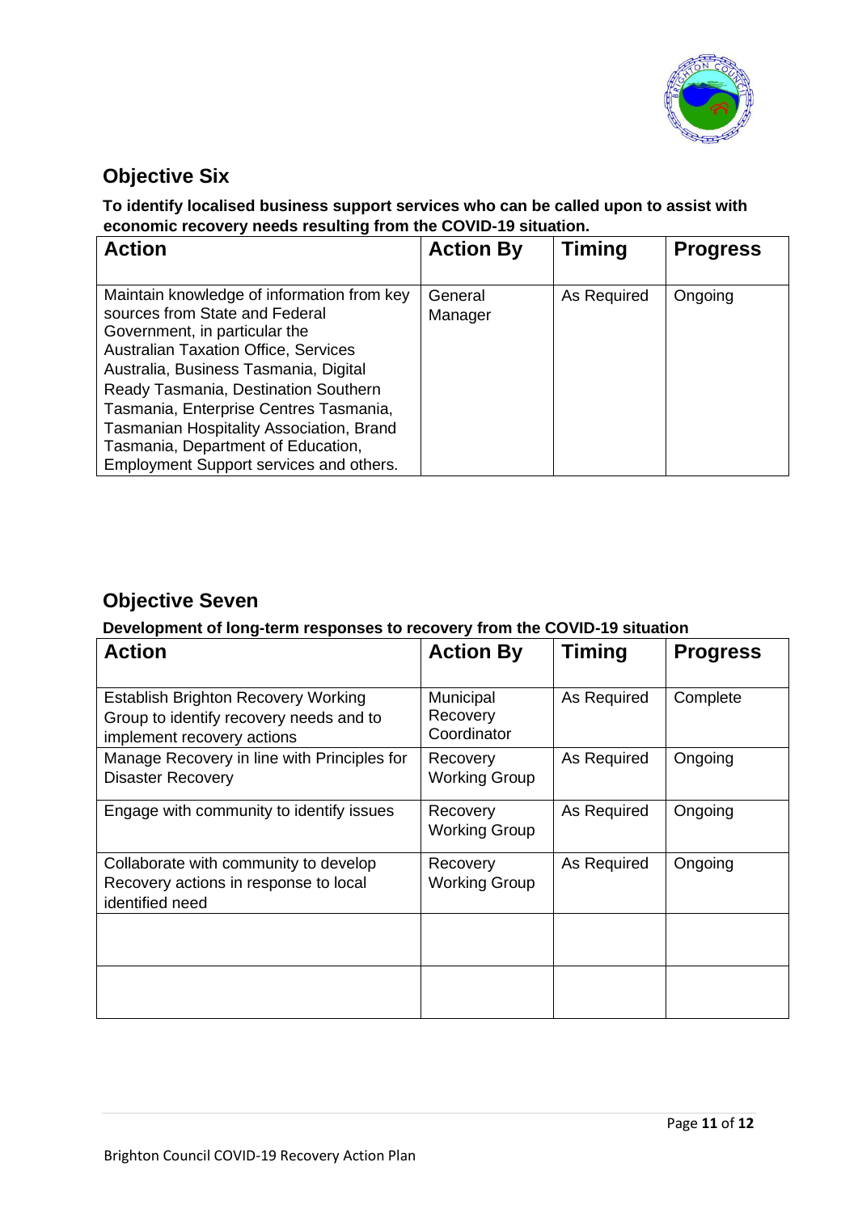## Objective Six

**To identify localised business support services who can be called upon to assist with economic recovery needs resulting from the COVID-19 situation.**

| Action | Action By | Timing | Progress |
|---|---|---|---|
| Maintain knowledge of information from key sources from State and Federal Government, in particular the Australian Taxation Office, Services Australia, Business Tasmania, Digital Ready Tasmania, Destination Southern Tasmania, Enterprise Centres Tasmania, Tasmanian Hospitality Association, Brand Tasmania, Department of Education, Employment Support services and others. | General Manager | As Required | Ongoing |

## Objective Seven

**Development of long-term responses to recovery from the COVID-19 situation**

| Action | Action By | Timing | Progress |
|---|---|---|---|
| Establish Brighton Recovery Working Group to identify recovery needs and to implement recovery actions | Municipal Recovery Coordinator | As Required | Complete |
| Manage Recovery in line with Principles for Disaster Recovery | Recovery Working Group | As Required | Ongoing |
| Engage with community to identify issues | Recovery Working Group | As Required | Ongoing |
| Collaborate with community to develop Recovery actions in response to local identified need | Recovery Working Group | As Required | Ongoing |
| | | | |
| | | | |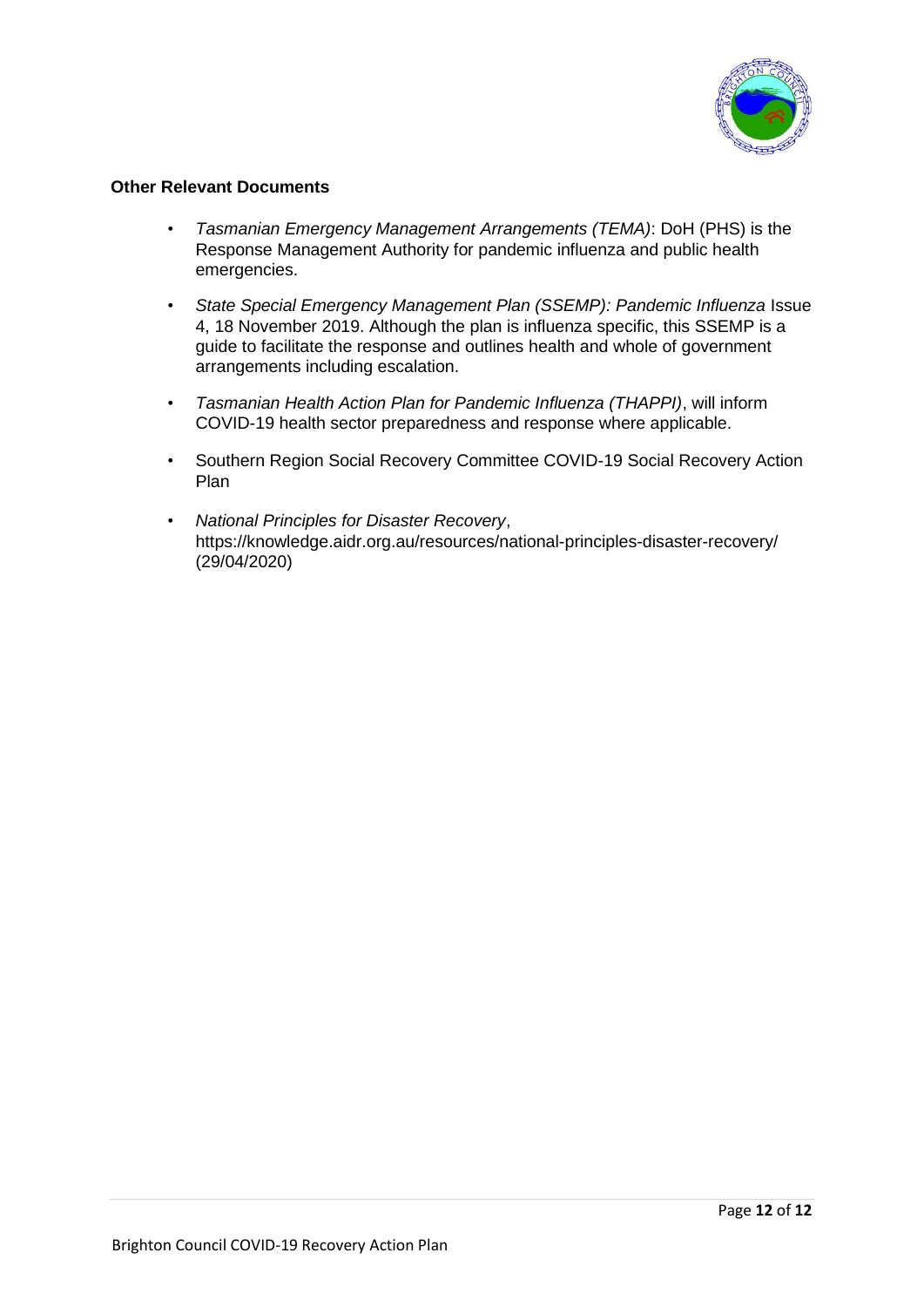**Other Relevant Documents**

- *Tasmanian Emergency Management Arrangements (TEMA)*: DoH (PHS) is the Response Management Authority for pandemic influenza and public health emergencies.
- *State Special Emergency Management Plan (SSEMP): Pandemic Influenza* Issue 4, 18 November 2019. Although the plan is influenza specific, this SSEMP is a guide to facilitate the response and outlines health and whole of government arrangements including escalation.
- *Tasmanian Health Action Plan for Pandemic Influenza (THAPPI)*, will inform COVID-19 health sector preparedness and response where applicable.
- Southern Region Social Recovery Committee COVID-19 Social Recovery Action Plan
- *National Principles for Disaster Recovery*, https://knowledge.aidr.org.au/resources/national-principles-disaster-recovery/ (29/04/2020)